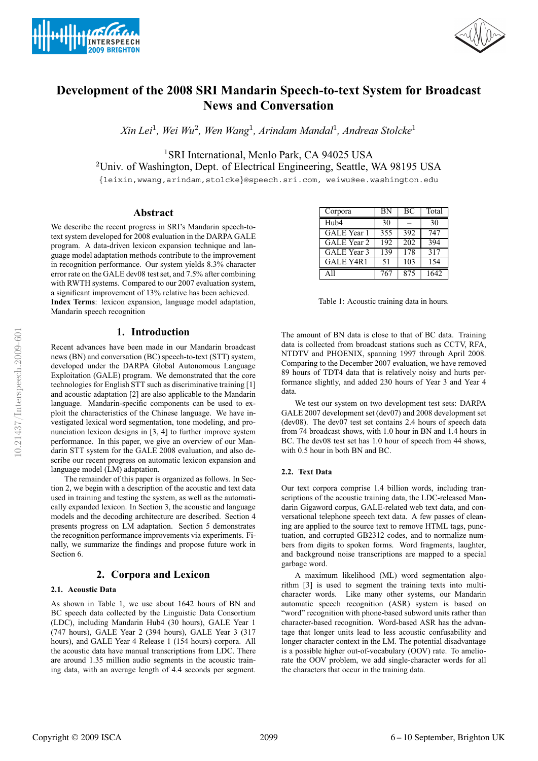# Development of the 2008 SRI Mandarin Speech-to-text System for Broadcast News and Conversation

*Xin Lei*[1], *Wei Wu*[2], *Wen Wang*[1], *Arindam Mandal*[1], *Andreas Stolcke*[1]

[1]SRI International, Menlo Park, CA 94025 USA
[2]Univ. of Washington, Dept. of Electrical Engineering, Seattle, WA 98195 USA

{leixin,wwang,arindam,stolcke}@speech.sri.com, weiwu@ee.washington.edu

## Abstract

We describe the recent progress in SRI's Mandarin speech-to-text system developed for 2008 evaluation in the DARPA GALE program. A data-driven lexicon expansion technique and language model adaptation methods contribute to the improvement in recognition performance. Our system yields 8.3% character error rate on the GALE dev08 test set, and 7.5% after combining with RWTH systems. Compared to our 2007 evaluation system, a significant improvement of 13% relative has been achieved.

**Index Terms**: lexicon expansion, language model adaptation, Mandarin speech recognition

## 1. Introduction

Recent advances have been made in our Mandarin broadcast news (BN) and conversation (BC) speech-to-text (STT) system, developed under the DARPA Global Autonomous Language Exploitation (GALE) program. We demonstrated that the core technologies for English STT such as discriminative training [1] and acoustic adaptation [2] are also applicable to the Mandarin language. Mandarin-specific components can be used to exploit the characteristics of the Chinese language. We have investigated lexical word segmentation, tone modeling, and pronunciation lexicon designs in [3, 4] to further improve system performance. In this paper, we give an overview of our Mandarin STT system for the GALE 2008 evaluation, and also describe our recent progress on automatic lexicon expansion and language model (LM) adaptation.

The remainder of this paper is organized as follows. In Section 2, we begin with a description of the acoustic and text data used in training and testing the system, as well as the automatically expanded lexicon. In Section 3, the acoustic and language models and the decoding architecture are described. Section 4 presents progress on LM adaptation. Section 5 demonstrates the recognition performance improvements via experiments. Finally, we summarize the findings and propose future work in Section 6.

## 2. Corpora and Lexicon

### 2.1. Acoustic Data

As shown in Table 1, we use about 1642 hours of BN and BC speech data collected by the Linguistic Data Consortium (LDC), including Mandarin Hub4 (30 hours), GALE Year 1 (747 hours), GALE Year 2 (394 hours), GALE Year 3 (317 hours), and GALE Year 4 Release 1 (154 hours) corpora. All the acoustic data have manual transcriptions from LDC. There are around 1.35 million audio segments in the acoustic training data, with an average length of 4.4 seconds per segment.

| Corpora | BN | BC | Total |
|---|---|---|---|
| Hub4 | 30 | – | 30 |
| GALE Year 1 | 355 | 392 | 747 |
| GALE Year 2 | 192 | 202 | 394 |
| GALE Year 3 | 139 | 178 | 317 |
| GALE Y4R1 | 51 | 103 | 154 |
| All | 767 | 875 | 1642 |

Table 1: Acoustic training data in hours.

The amount of BN data is close to that of BC data. Training data is collected from broadcast stations such as CCTV, RFA, NTDTV and PHOENIX, spanning 1997 through April 2008. Comparing to the December 2007 evaluation, we have removed 89 hours of TDT4 data that is relatively noisy and hurts performance slightly, and added 230 hours of Year 3 and Year 4 data.

We test our system on two development test sets: DARPA GALE 2007 development set (dev07) and 2008 development set (dev08). The dev07 test set contains 2.4 hours of speech data from 74 broadcast shows, with 1.0 hour in BN and 1.4 hours in BC. The dev08 test set has 1.0 hour of speech from 44 shows, with 0.5 hour in both BN and BC.

### 2.2. Text Data

Our text corpora comprise 1.4 billion words, including transcriptions of the acoustic training data, the LDC-released Mandarin Gigaword corpus, GALE-related web text data, and conversational telephone speech text data. A few passes of cleaning are applied to the source text to remove HTML tags, punctuation, and corrupted GB2312 codes, and to normalize numbers from digits to spoken forms. Word fragments, laughter, and background noise transcriptions are mapped to a special garbage word.

A maximum likelihood (ML) word segmentation algorithm [3] is used to segment the training texts into multi-character words. Like many other systems, our Mandarin automatic speech recognition (ASR) system is based on "word" recognition with phone-based subword units rather than character-based recognition. Word-based ASR has the advantage that longer units lead to less acoustic confusability and longer character context in the LM. The potential disadvantage is a possible higher out-of-vocabulary (OOV) rate. To ameliorate the OOV problem, we add single-character words for all the characters that occur in the training data.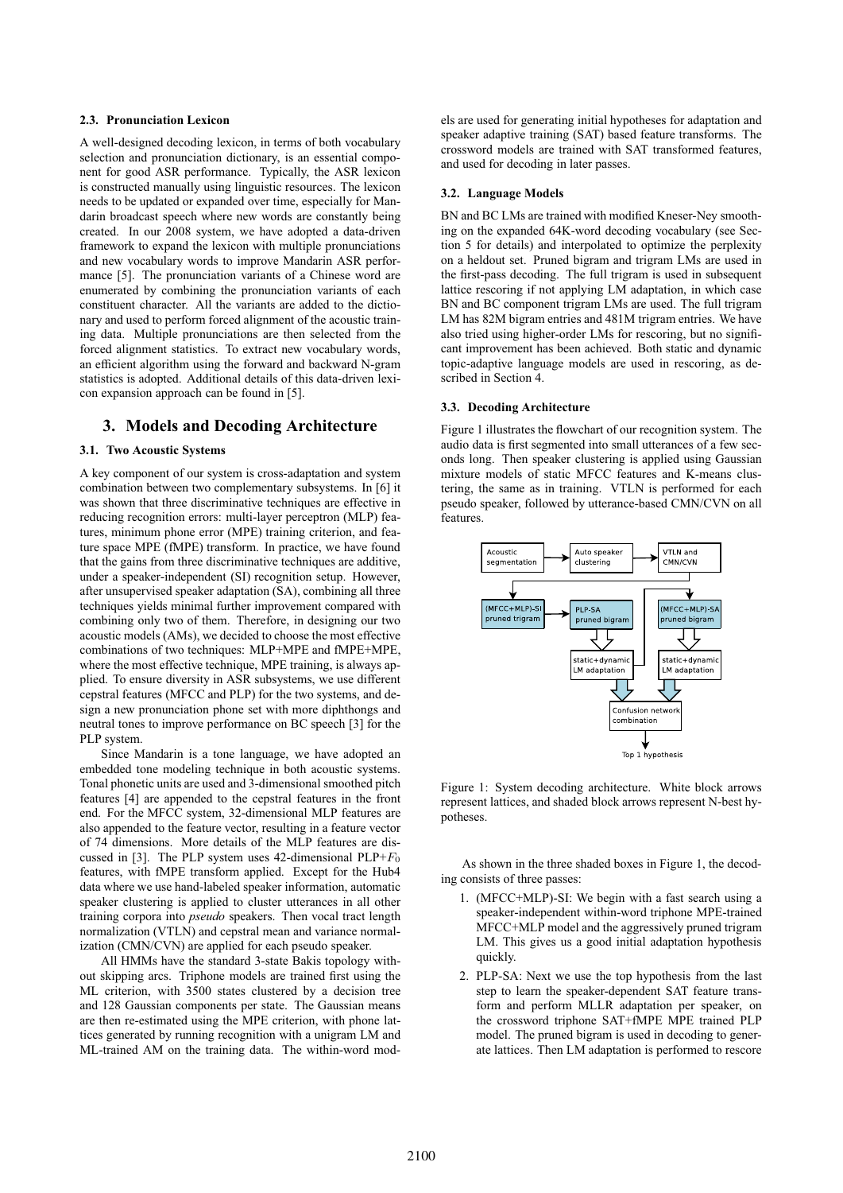### 2.3. Pronunciation Lexicon

A well-designed decoding lexicon, in terms of both vocabulary selection and pronunciation dictionary, is an essential component for good ASR performance. Typically, the ASR lexicon is constructed manually using linguistic resources. The lexicon needs to be updated or expanded over time, especially for Mandarin broadcast speech where new words are constantly being created. In our 2008 system, we have adopted a data-driven framework to expand the lexicon with multiple pronunciations and new vocabulary words to improve Mandarin ASR performance [5]. The pronunciation variants of a Chinese word are enumerated by combining the pronunciation variants of each constituent character. All the variants are added to the dictionary and used to perform forced alignment of the acoustic training data. Multiple pronunciations are then selected from the forced alignment statistics. To extract new vocabulary words, an efficient algorithm using the forward and backward N-gram statistics is adopted. Additional details of this data-driven lexicon expansion approach can be found in [5].

## 3. Models and Decoding Architecture

### 3.1. Two Acoustic Systems

A key component of our system is cross-adaptation and system combination between two complementary subsystems. In [6] it was shown that three discriminative techniques are effective in reducing recognition errors: multi-layer perceptron (MLP) features, minimum phone error (MPE) training criterion, and feature space MPE (fMPE) transform. In practice, we have found that the gains from three discriminative techniques are additive, under a speaker-independent (SI) recognition setup. However, after unsupervised speaker adaptation (SA), combining all three techniques yields minimal further improvement compared with combining only two of them. Therefore, in designing our two acoustic models (AMs), we decided to choose the most effective combinations of two techniques: MLP+MPE and fMPE+MPE, where the most effective technique, MPE training, is always applied. To ensure diversity in ASR subsystems, we use different cepstral features (MFCC and PLP) for the two systems, and design a new pronunciation phone set with more diphthongs and neutral tones to improve performance on BC speech [3] for the PLP system.

Since Mandarin is a tone language, we have adopted an embedded tone modeling technique in both acoustic systems. Tonal phonetic units are used and 3-dimensional smoothed pitch features [4] are appended to the cepstral features in the front end. For the MFCC system, 32-dimensional MLP features are also appended to the feature vector, resulting in a feature vector of 74 dimensions. More details of the MLP features are discussed in [3]. The PLP system uses 42-dimensional PLP+$F_0$ features, with fMPE transform applied. Except for the Hub4 data where we use hand-labeled speaker information, automatic speaker clustering is applied to cluster utterances in all other training corpora into *pseudo* speakers. Then vocal tract length normalization (VTLN) and cepstral mean and variance normalization (CMN/CVN) are applied for each pseudo speaker.

All HMMs have the standard 3-state Bakis topology without skipping arcs. Triphone models are trained first using the ML criterion, with 3500 states clustered by a decision tree and 128 Gaussian components per state. The Gaussian means are then re-estimated using the MPE criterion, with phone lattices generated by running recognition with a unigram LM and ML-trained AM on the training data. The within-word models are used for generating initial hypotheses for adaptation and speaker adaptive training (SAT) based feature transforms. The crossword models are trained with SAT transformed features, and used for decoding in later passes.

### 3.2. Language Models

BN and BC LMs are trained with modified Kneser-Ney smoothing on the expanded 64K-word decoding vocabulary (see Section 5 for details) and interpolated to optimize the perplexity on a heldout set. Pruned bigram and trigram LMs are used in the first-pass decoding. The full trigram is used in subsequent lattice rescoring if not applying LM adaptation, in which case BN and BC component trigram LMs are used. The full trigram LM has 82M bigram entries and 481M trigram entries. We have also tried using higher-order LMs for rescoring, but no significant improvement has been achieved. Both static and dynamic topic-adaptive language models are used in rescoring, as described in Section 4.

### 3.3. Decoding Architecture

Figure 1 illustrates the flowchart of our recognition system. The audio data is first segmented into small utterances of a few seconds long. Then speaker clustering is applied using Gaussian mixture models of static MFCC features and K-means clustering, the same as in training. VTLN is performed for each pseudo speaker, followed by utterance-based CMN/CVN on all features.

Figure 1: System decoding architecture. White block arrows represent lattices, and shaded block arrows represent N-best hypotheses.

As shown in the three shaded boxes in Figure 1, the decoding consists of three passes:

1. (MFCC+MLP)-SI: We begin with a fast search using a speaker-independent within-word triphone MPE-trained MFCC+MLP model and the aggressively pruned trigram LM. This gives us a good initial adaptation hypothesis quickly.
2. PLP-SA: Next we use the top hypothesis from the last step to learn the speaker-dependent SAT feature transform and perform MLLR adaptation per speaker, on the crossword triphone SAT+fMPE MPE trained PLP model. The pruned bigram is used in decoding to generate lattices. Then LM adaptation is performed to rescore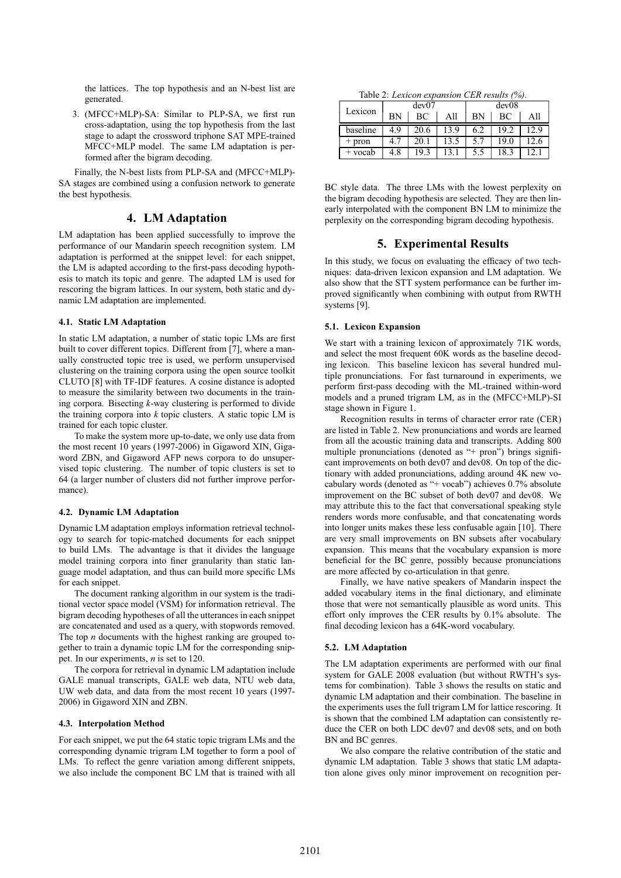the lattices. The top hypothesis and an N-best list are generated.

3. (MFCC+MLP)-SA: Similar to PLP-SA, we first run cross-adaptation, using the top hypothesis from the last stage to adapt the crossword triphone SAT MPE-trained MFCC+MLP model. The same LM adaptation is performed after the bigram decoding.

Finally, the N-best lists from PLP-SA and (MFCC+MLP)-SA stages are combined using a confusion network to generate the best hypothesis.

## 4. LM Adaptation

LM adaptation has been applied successfully to improve the performance of our Mandarin speech recognition system. LM adaptation is performed at the snippet level: for each snippet, the LM is adapted according to the first-pass decoding hypothesis to match its topic and genre. The adapted LM is used for rescoring the bigram lattices. In our system, both static and dynamic LM adaptation are implemented.

### 4.1. Static LM Adaptation

In static LM adaptation, a number of static topic LMs are first built to cover different topics. Different from [7], where a manually constructed topic tree is used, we perform unsupervised clustering on the training corpora using the open source toolkit CLUTO [8] with TF-IDF features. A cosine distance is adopted to measure the similarity between two documents in the training corpora. Bisecting *k*-way clustering is performed to divide the training corpora into *k* topic clusters. A static topic LM is trained for each topic cluster.

To make the system more up-to-date, we only use data from the most recent 10 years (1997-2006) in Gigaword XIN, Gigaword ZBN, and Gigaword AFP news corpora to do unsupervised topic clustering. The number of topic clusters is set to 64 (a larger number of clusters did not further improve performance).

### 4.2. Dynamic LM Adaptation

Dynamic LM adaptation employs information retrieval technology to search for topic-matched documents for each snippet to build LMs. The advantage is that it divides the language model training corpora into finer granularity than static language model adaptation, and thus can build more specific LMs for each snippet.

The document ranking algorithm in our system is the traditional vector space model (VSM) for information retrieval. The bigram decoding hypotheses of all the utterances in each snippet are concatenated and used as a query, with stopwords removed. The top *n* documents with the highest ranking are grouped together to train a dynamic topic LM for the corresponding snippet. In our experiments, *n* is set to 120.

The corpora for retrieval in dynamic LM adaptation include GALE manual transcripts, GALE web data, NTU web data, UW web data, and data from the most recent 10 years (1997-2006) in Gigaword XIN and ZBN.

### 4.3. Interpolation Method

For each snippet, we put the 64 static topic trigram LMs and the corresponding dynamic trigram LM together to form a pool of LMs. To reflect the genre variation among different snippets, we also include the component BC LM that is trained with all BC style data. The three LMs with the lowest perplexity on the bigram decoding hypothesis are selected. They are then linearly interpolated with the component BN LM to minimize the perplexity on the corresponding bigram decoding hypothesis.

Table 2: *Lexicon expansion CER results (%).*

| Lexicon | dev07 | | | dev08 | | |
|---|---|---|---|---|---|---|
| | BN | BC | All | BN | BC | All |
| baseline | 4.9 | 20.6 | 13.9 | 6.2 | 19.2 | 12.9 |
| + pron | 4.7 | 20.1 | 13.5 | 5.7 | 19.0 | 12.6 |
| + vocab | 4.8 | 19.3 | 13.1 | 5.5 | 18.3 | 12.1 |

## 5. Experimental Results

In this study, we focus on evaluating the efficacy of two techniques: data-driven lexicon expansion and LM adaptation. We also show that the STT system performance can be further improved significantly when combining with output from RWTH systems [9].

### 5.1. Lexicon Expansion

We start with a training lexicon of approximately 71K words, and select the most frequent 60K words as the baseline decoding lexicon. This baseline lexicon has several hundred multiple pronunciations. For fast turnaround in experiments, we perform first-pass decoding with the ML-trained within-word models and a pruned trigram LM, as in the (MFCC+MLP)-SI stage shown in Figure 1.

Recognition results in terms of character error rate (CER) are listed in Table 2. New pronunciations and words are learned from all the acoustic training data and transcripts. Adding 800 multiple pronunciations (denoted as "+ pron") brings significant improvements on both dev07 and dev08. On top of the dictionary with added pronunciations, adding around 4K new vocabulary words (denoted as "+ vocab") achieves 0.7% absolute improvement on the BC subset of both dev07 and dev08. We may attribute this to the fact that conversational speaking style renders words more confusable, and that concatenating words into longer units makes these less confusable again [10]. There are very small improvements on BN subsets after vocabulary expansion. This means that the vocabulary expansion is more beneficial for the BC genre, possibly because pronunciations are more affected by co-articulation in that genre.

Finally, we have native speakers of Mandarin inspect the added vocabulary items in the final dictionary, and eliminate those that were not semantically plausible as word units. This effort only improves the CER results by 0.1% absolute. The final decoding lexicon has a 64K-word vocabulary.

### 5.2. LM Adaptation

The LM adaptation experiments are performed with our final system for GALE 2008 evaluation (but without RWTH's systems for combination). Table 3 shows the results on static and dynamic LM adaptation and their combination. The baseline in the experiments uses the full trigram LM for lattice rescoring. It is shown that the combined LM adaptation can consistently reduce the CER on both LDC dev07 and dev08 sets, and on both BN and BC genres.

We also compare the relative contribution of the static and dynamic LM adaptation. Table 3 shows that static LM adaptation alone gives only minor improvement on recognition per-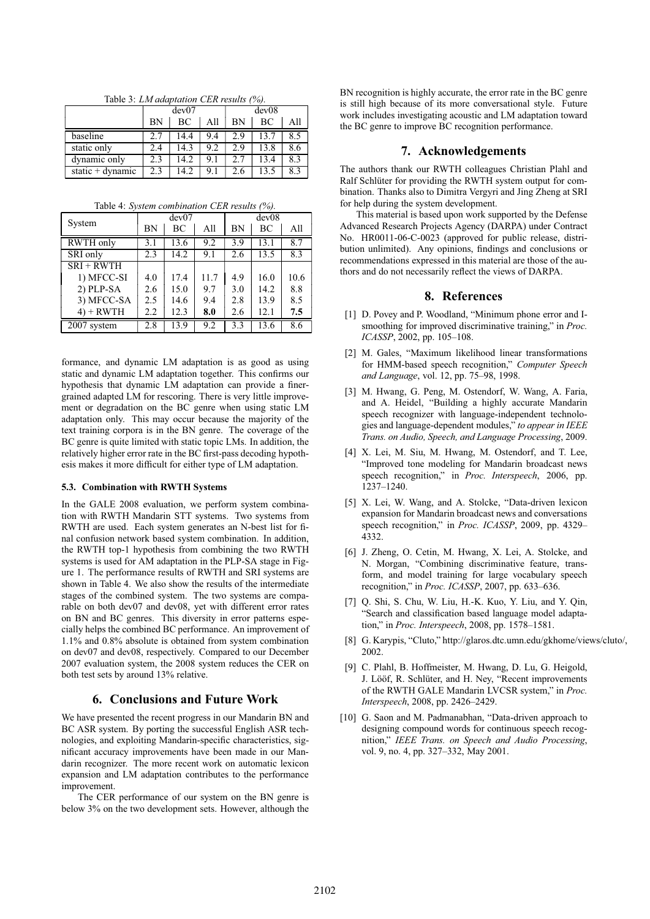Table 3: *LM adaptation CER results (%).*

| | dev07 | | | dev08 | | |
|---|---|---|---|---|---|---|
| | BN | BC | All | BN | BC | All |
| baseline | 2.7 | 14.4 | 9.4 | 2.9 | 13.7 | 8.5 |
| static only | 2.4 | 14.3 | 9.2 | 2.9 | 13.8 | 8.6 |
| dynamic only | 2.3 | 14.2 | 9.1 | 2.7 | 13.4 | 8.3 |
| static + dynamic | 2.3 | 14.2 | 9.1 | 2.6 | 13.5 | 8.3 |

Table 4: *System combination CER results (%).*

| System | dev07 | | | dev08 | | |
|---|---|---|---|---|---|---|
| | BN | BC | All | BN | BC | All |
| RWTH only | 3.1 | 13.6 | 9.2 | 3.9 | 13.1 | 8.7 |
| SRI only | 2.3 | 14.2 | 9.1 | 2.6 | 13.5 | 8.3 |
| SRI + RWTH | | | | | | |
| 1) MFCC-SI | 4.0 | 17.4 | 11.7 | 4.9 | 16.0 | 10.6 |
| 2) PLP-SA | 2.6 | 15.0 | 9.7 | 3.0 | 14.2 | 8.8 |
| 3) MFCC-SA | 2.5 | 14.6 | 9.4 | 2.8 | 13.9 | 8.5 |
| 4) + RWTH | 2.2 | 12.3 | **8.0** | 2.6 | 12.1 | **7.5** |
| 2007 system | 2.8 | 13.9 | 9.2 | 3.3 | 13.6 | 8.6 |

formance, and dynamic LM adaptation is as good as using static and dynamic LM adaptation together. This confirms our hypothesis that dynamic LM adaptation can provide a finer-grained adapted LM for rescoring. There is very little improvement or degradation on the BC genre when using static LM adaptation only. This may occur because the majority of the text training corpora is in the BN genre. The coverage of the BC genre is quite limited with static topic LMs. In addition, the relatively higher error rate in the BC first-pass decoding hypothesis makes it more difficult for either type of LM adaptation.

#### 5.3. Combination with RWTH Systems

In the GALE 2008 evaluation, we perform system combination with RWTH Mandarin STT systems. Two systems from RWTH are used. Each system generates an N-best list for final confusion network based system combination. In addition, the RWTH top-1 hypothesis from combining the two RWTH systems is used for AM adaptation in the PLP-SA stage in Figure 1. The performance results of RWTH and SRI systems are shown in Table 4. We also show the results of the intermediate stages of the combined system. The two systems are comparable on both dev07 and dev08, yet with different error rates on BN and BC genres. This diversity in error patterns especially helps the combined BC performance. An improvement of 1.1% and 0.8% absolute is obtained from system combination on dev07 and dev08, respectively. Compared to our December 2007 evaluation system, the 2008 system reduces the CER on both test sets by around 13% relative.

## 6. Conclusions and Future Work

We have presented the recent progress in our Mandarin BN and BC ASR system. By porting the successful English ASR technologies, and exploiting Mandarin-specific characteristics, significant accuracy improvements have been made in our Mandarin recognizer. The more recent work on automatic lexicon expansion and LM adaptation contributes to the performance improvement.

The CER performance of our system on the BN genre is below 3% on the two development sets. However, although the BN recognition is highly accurate, the error rate in the BC genre is still high because of its more conversational style. Future work includes investigating acoustic and LM adaptation toward the BC genre to improve BC recognition performance.

## 7. Acknowledgements

The authors thank our RWTH colleagues Christian Plahl and Ralf Schlüter for providing the RWTH system output for combination. Thanks also to Dimitra Vergyri and Jing Zheng at SRI for help during the system development.

This material is based upon work supported by the Defense Advanced Research Projects Agency (DARPA) under Contract No. HR0011-06-C-0023 (approved for public release, distribution unlimited). Any opinions, findings and conclusions or recommendations expressed in this material are those of the authors and do not necessarily reflect the views of DARPA.

## 8. References

[1] D. Povey and P. Woodland, "Minimum phone error and I-smoothing for improved discriminative training," in *Proc. ICASSP*, 2002, pp. 105–108.

[2] M. Gales, "Maximum likelihood linear transformations for HMM-based speech recognition," *Computer Speech and Language*, vol. 12, pp. 75–98, 1998.

[3] M. Hwang, G. Peng, M. Ostendorf, W. Wang, A. Faria, and A. Heidel, "Building a highly accurate Mandarin speech recognizer with language-independent technologies and language-dependent modules," *to appear in IEEE Trans. on Audio, Speech, and Language Processing*, 2009.

[4] X. Lei, M. Siu, M. Hwang, M. Ostendorf, and T. Lee, "Improved tone modeling for Mandarin broadcast news speech recognition," in *Proc. Interspeech*, 2006, pp. 1237–1240.

[5] X. Lei, W. Wang, and A. Stolcke, "Data-driven lexicon expansion for Mandarin broadcast news and conversations speech recognition," in *Proc. ICASSP*, 2009, pp. 4329–4332.

[6] J. Zheng, O. Cetin, M. Hwang, X. Lei, A. Stolcke, and N. Morgan, "Combining discriminative feature, transform, and model training for large vocabulary speech recognition," in *Proc. ICASSP*, 2007, pp. 633–636.

[7] Q. Shi, S. Chu, W. Liu, H.-K. Kuo, Y. Liu, and Y. Qin, "Search and classification based language model adaptation," in *Proc. Interspeech*, 2008, pp. 1578–1581.

[8] G. Karypis, "Cluto," http://glaros.dtc.umn.edu/gkhome/views/cluto/, 2002.

[9] C. Plahl, B. Hoffmeister, M. Hwang, D. Lu, G. Heigold, J. Lööf, R. Schlüter, and H. Ney, "Recent improvements of the RWTH GALE Mandarin LVCSR system," in *Proc. Interspeech*, 2008, pp. 2426–2429.

[10] G. Saon and M. Padmanabhan, "Data-driven approach to designing compound words for continuous speech recognition," *IEEE Trans. on Speech and Audio Processing*, vol. 9, no. 4, pp. 327–332, May 2001.